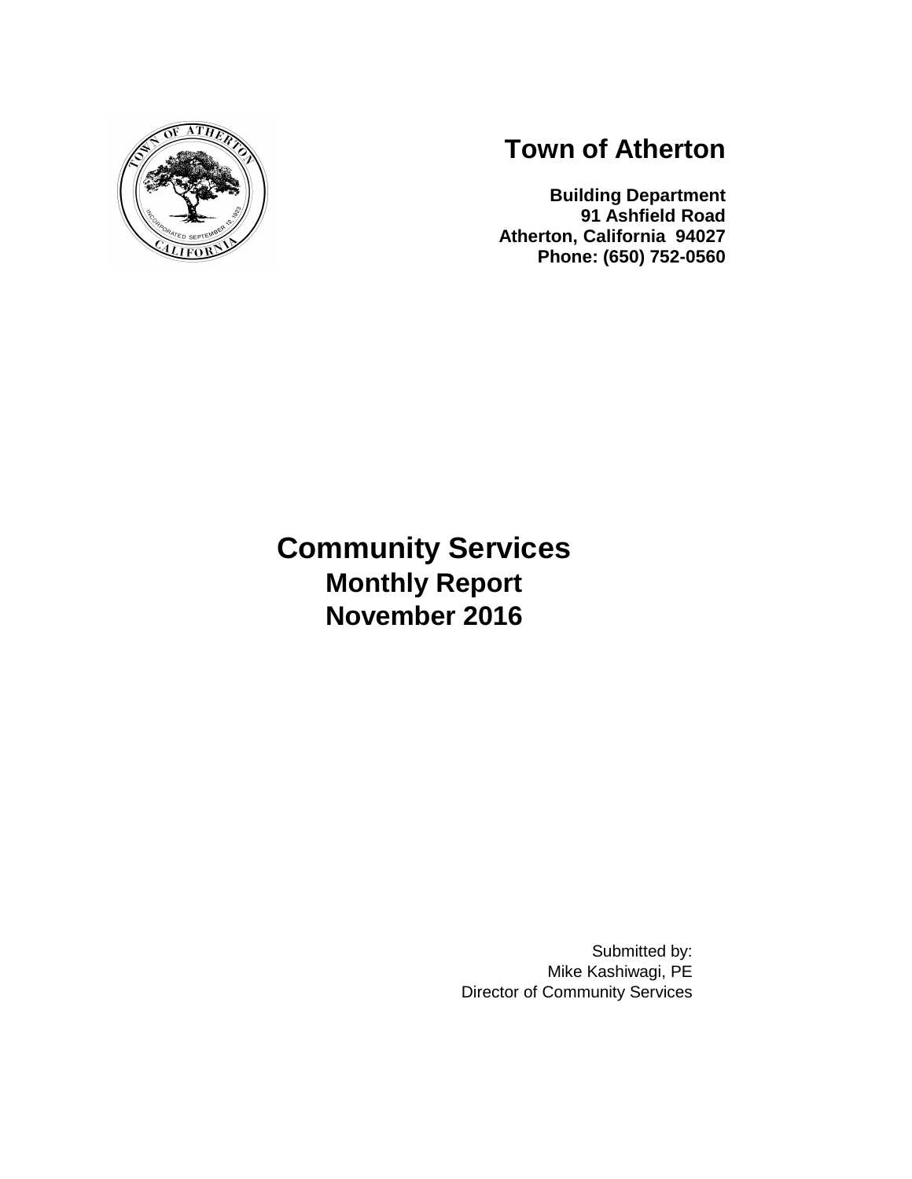# Town of Atherton

**Building Department**
**91 Ashfield Road**
**Atherton, California 94027**
**Phone: (650) 752-0560**

# Community Services

## Monthly Report

## November 2016

Submitted by:
Mike Kashiwagi, PE
Director of Community Services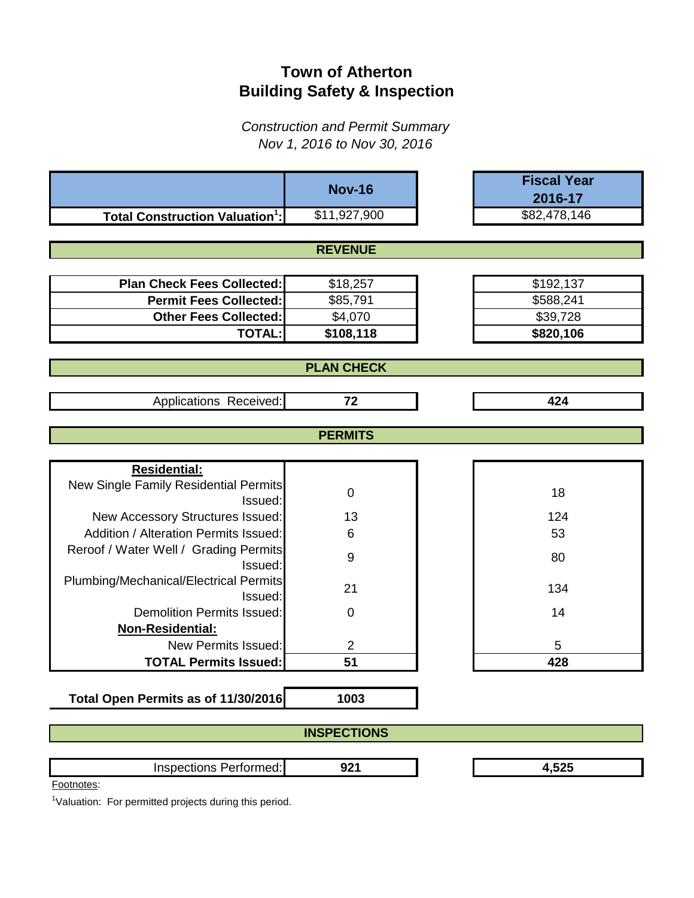# Town of Atherton
# Building Safety & Inspection

*Construction and Permit Summary*
*Nov 1, 2016 to Nov 30, 2016*

| | Nov-16 | Fiscal Year 2016-17 |
|---|---|---|
| **Total Construction Valuation[1]:** | $11,927,900 | $82,478,146 |
| **REVENUE** | | |
| **Plan Check Fees Collected:** | $18,257 | $192,137 |
| **Permit Fees Collected:** | $85,791 | $588,241 |
| **Other Fees Collected:** | $4,070 | $39,728 |
| **TOTAL:** | **$108,118** | **$820,106** |
| **PLAN CHECK** | | |
| Applications Received: | **72** | **424** |
| **PERMITS** | | |
| **Residential:** | | |
| New Single Family Residential Permits Issued: | 0 | 18 |
| New Accessory Structures Issued: | 13 | 124 |
| Addition / Alteration Permits Issued: | 6 | 53 |
| Reroof / Water Well / Grading Permits Issued: | 9 | 80 |
| Plumbing/Mechanical/Electrical Permits Issued: | 21 | 134 |
| Demolition Permits Issued: | 0 | 14 |
| **Non-Residential:** | | |
| New Permits Issued: | 2 | 5 |
| **TOTAL Permits Issued:** | **51** | **428** |
| **Total Open Permits as of 11/30/2016** | **1003** | |
| **INSPECTIONS** | | |
| Inspections Performed: | **921** | **4,525** |

Footnotes:

[1]Valuation: For permitted projects during this period.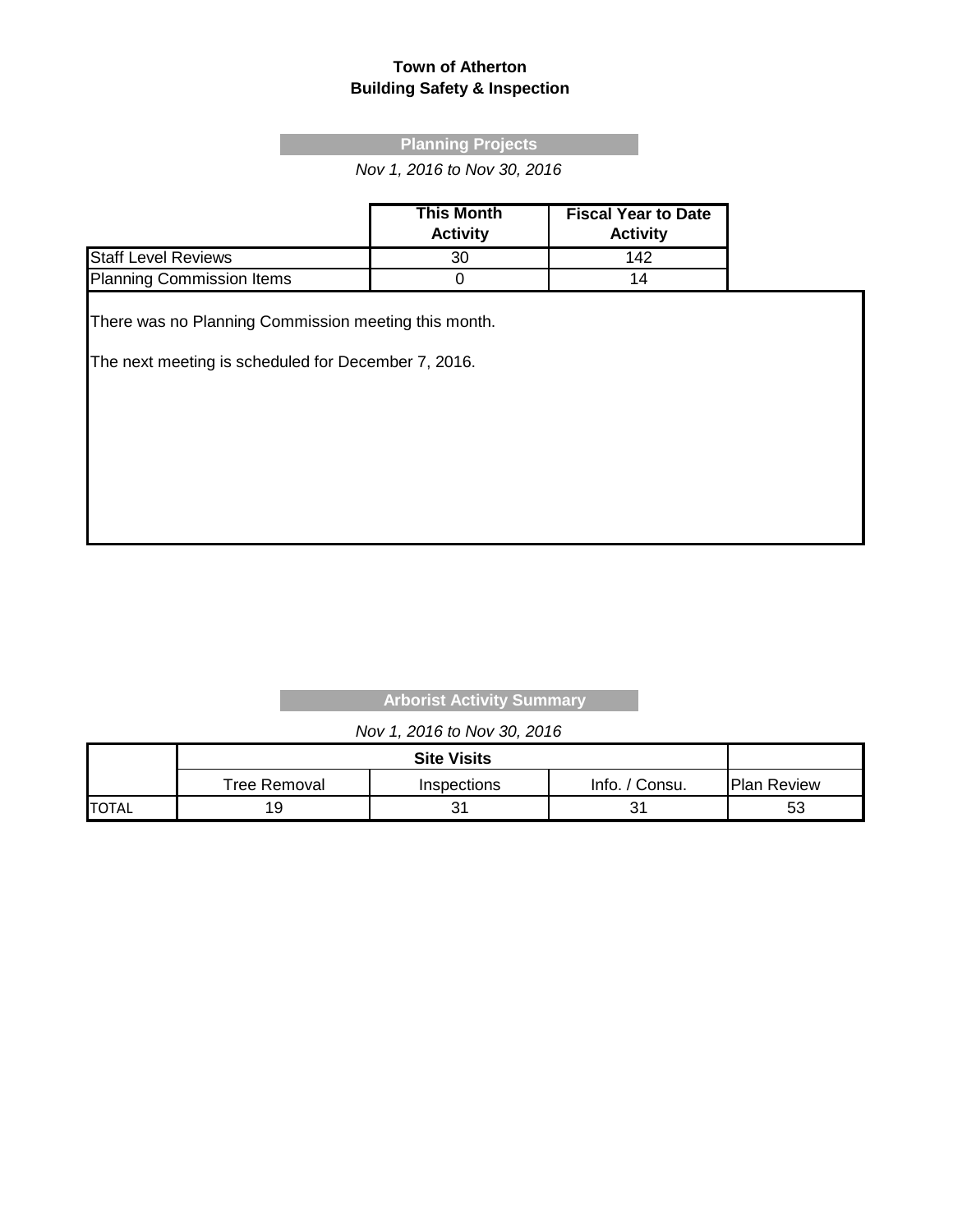**Town of Atherton**
**Building Safety & Inspection**

## Planning Projects

*Nov 1, 2016 to Nov 30, 2016*

| | This Month Activity | Fiscal Year to Date Activity |
|---|---|---|
| Staff Level Reviews | 30 | 142 |
| Planning Commission Items | 0 | 14 |

There was no Planning Commission meeting this month.

The next meeting is scheduled for December 7, 2016.

## Arborist Activity Summary

*Nov 1, 2016 to Nov 30, 2016*

| | Site Visits | | | |
|---|---|---|---|---|
| | Tree Removal | Inspections | Info. / Consu. | Plan Review |
| TOTAL | 19 | 31 | 31 | 53 |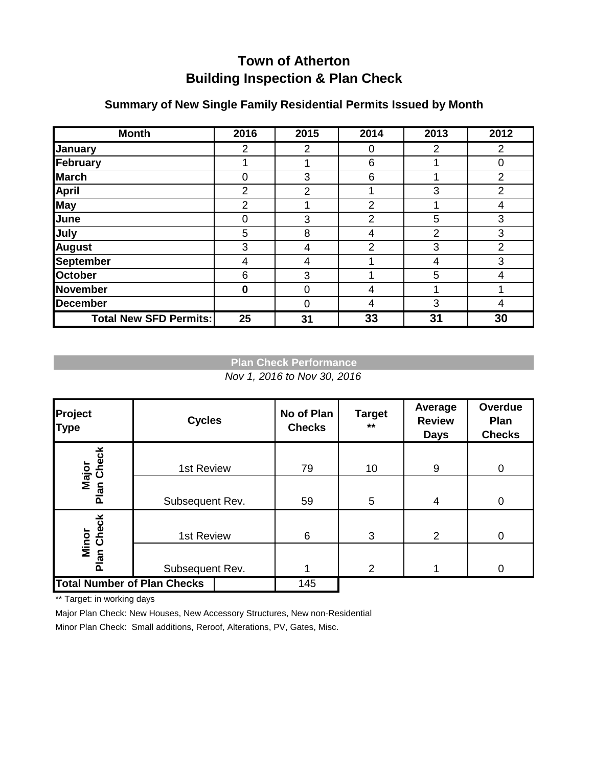# Town of Atherton
# Building Inspection & Plan Check

## Summary of New Single Family Residential Permits Issued by Month

| Month | 2016 | 2015 | 2014 | 2013 | 2012 |
|---|---|---|---|---|---|
| **January** | 2 | 2 | 0 | 2 | 2 |
| **February** | 1 | 1 | 6 | 1 | 0 |
| **March** | 0 | 3 | 6 | 1 | 2 |
| **April** | 2 | 2 | 1 | 3 | 2 |
| **May** | 2 | 1 | 2 | 1 | 4 |
| **June** | 0 | 3 | 2 | 5 | 3 |
| **July** | 5 | 8 | 4 | 2 | 3 |
| **August** | 3 | 4 | 2 | 3 | 2 |
| **September** | 4 | 4 | 1 | 4 | 3 |
| **October** | 6 | 3 | 1 | 5 | 4 |
| **November** | **0** | 0 | 4 | 1 | 1 |
| **December** | | 0 | 4 | 3 | 4 |
| **Total New SFD Permits:** | **25** | **31** | **33** | **31** | **30** |

## Plan Check Performance

*Nov 1, 2016 to Nov 30, 2016*

| Project Type | Cycles | No of Plan Checks | Target ** | Average Review Days | Overdue Plan Checks |
|---|---|---|---|---|---|
| **Major Plan Check** | 1st Review | 79 | 10 | 9 | 0 |
| | Subsequent Rev. | 59 | 5 | 4 | 0 |
| **Minor Plan Check** | 1st Review | 6 | 3 | 2 | 0 |
| | Subsequent Rev. | 1 | 2 | 1 | 0 |
| **Total Number of Plan Checks** | | 145 | | | |

** Target: in working days

Major Plan Check: New Houses, New Accessory Structures, New non-Residential

Minor Plan Check: Small additions, Reroof, Alterations, PV, Gates, Misc.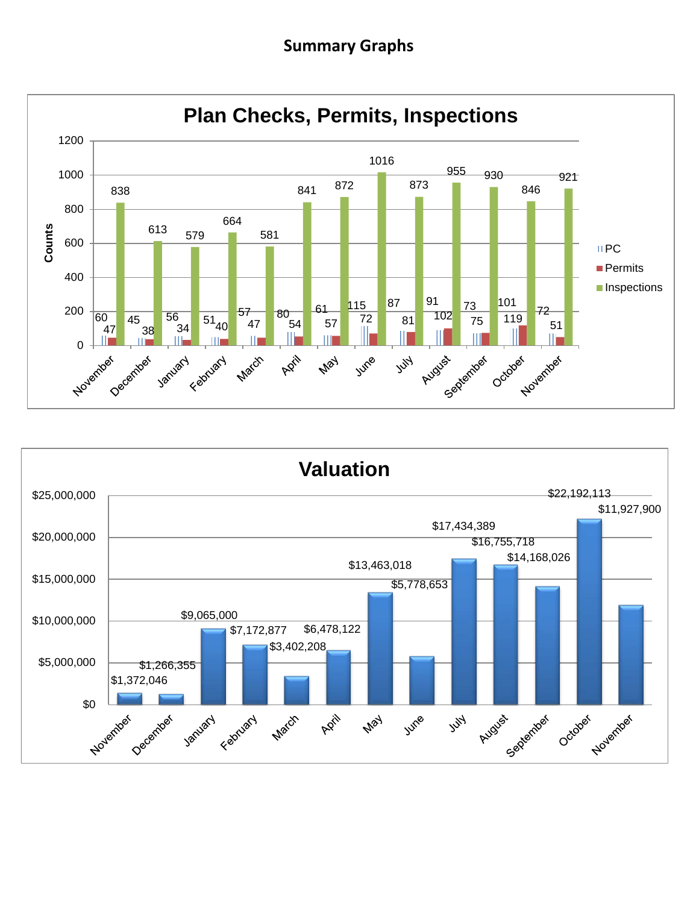# Summary Graphs

## Plan Checks, Permits, Inspections

| Month | PC | Permits | Inspections |
|---|---|---|---|
| November | 60 | 47 | 838 |
| December | 45 | 38 | 613 |
| January | 56 | 34 | 579 |
| February | 51 | 40 | 664 |
| March | 57 | 47 | 581 |
| April | 80 | 54 | 841 |
| May | 61 | 57 | 872 |
| June | 115 | 72 | 1016 |
| July | 87 | 81 | 873 |
| August | 91 | 102 | 955 |
| September | 73 | 75 | 930 |
| October | 101 | 119 | 846 |
| November | 72 | 51 | 921 |

## Valuation

| Month | Valuation |
|---|---|
| November | $1,372,046 |
| December | $1,266,355 |
| January | $9,065,000 |
| February | $7,172,877 |
| March | $3,402,208 |
| April | $6,478,122 |
| May | $13,463,018 |
| June | $5,778,653 |
| July | $17,434,389 |
| August | $16,755,718 |
| September | $14,168,026 |
| October | $22,192,113 |
| November | $11,927,900 |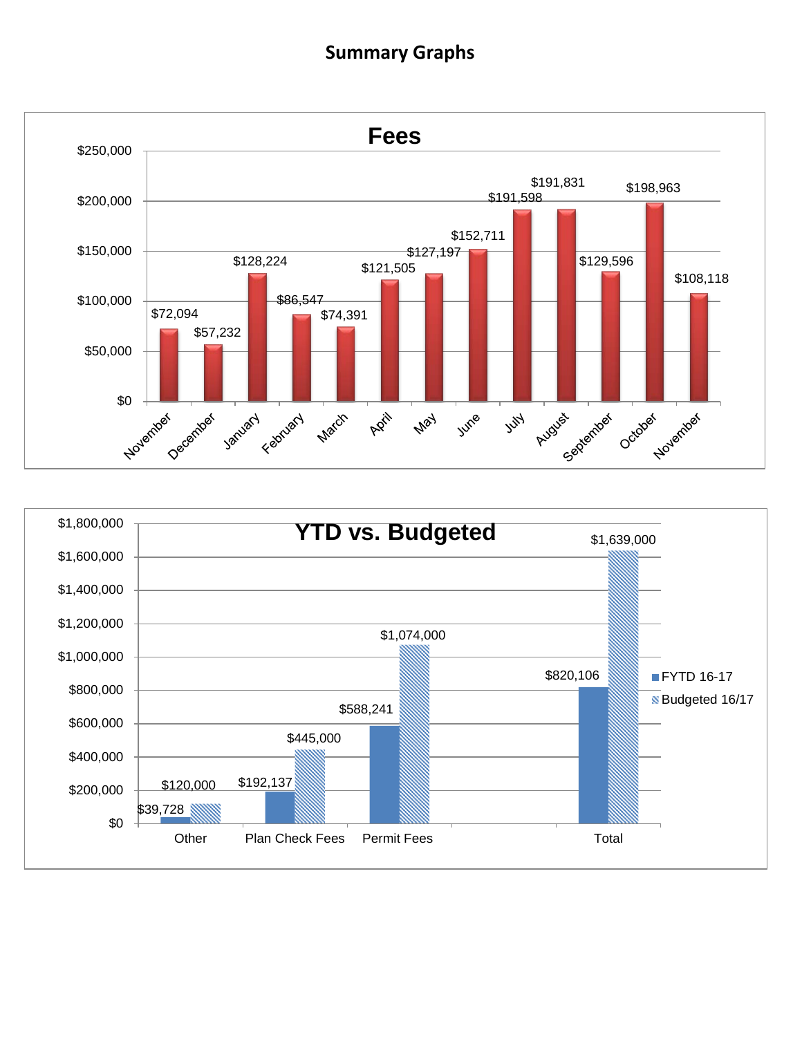## Summary Graphs

**Fees**

$250,000
$200,000
$150,000
$100,000
$50,000
$0

$72,094
$57,232
$128,224
$86,547
$74,391
$121,505
$127,197
$152,711
$191,598
$191,831
$129,596
$198,963
$108,118

November
December
January
February
March
April
May
June
July
August
September
October
November

**YTD vs. Budgeted**

$1,800,000
$1,600,000
$1,400,000
$1,200,000
$1,000,000
$800,000
$600,000
$400,000
$200,000
$0

$39,728
$120,000
$192,137
$445,000
$588,241
$1,074,000
$820,106
$1,639,000

Other
Plan Check Fees
Permit Fees
Total

FYTD 16-17
Budgeted 16/17